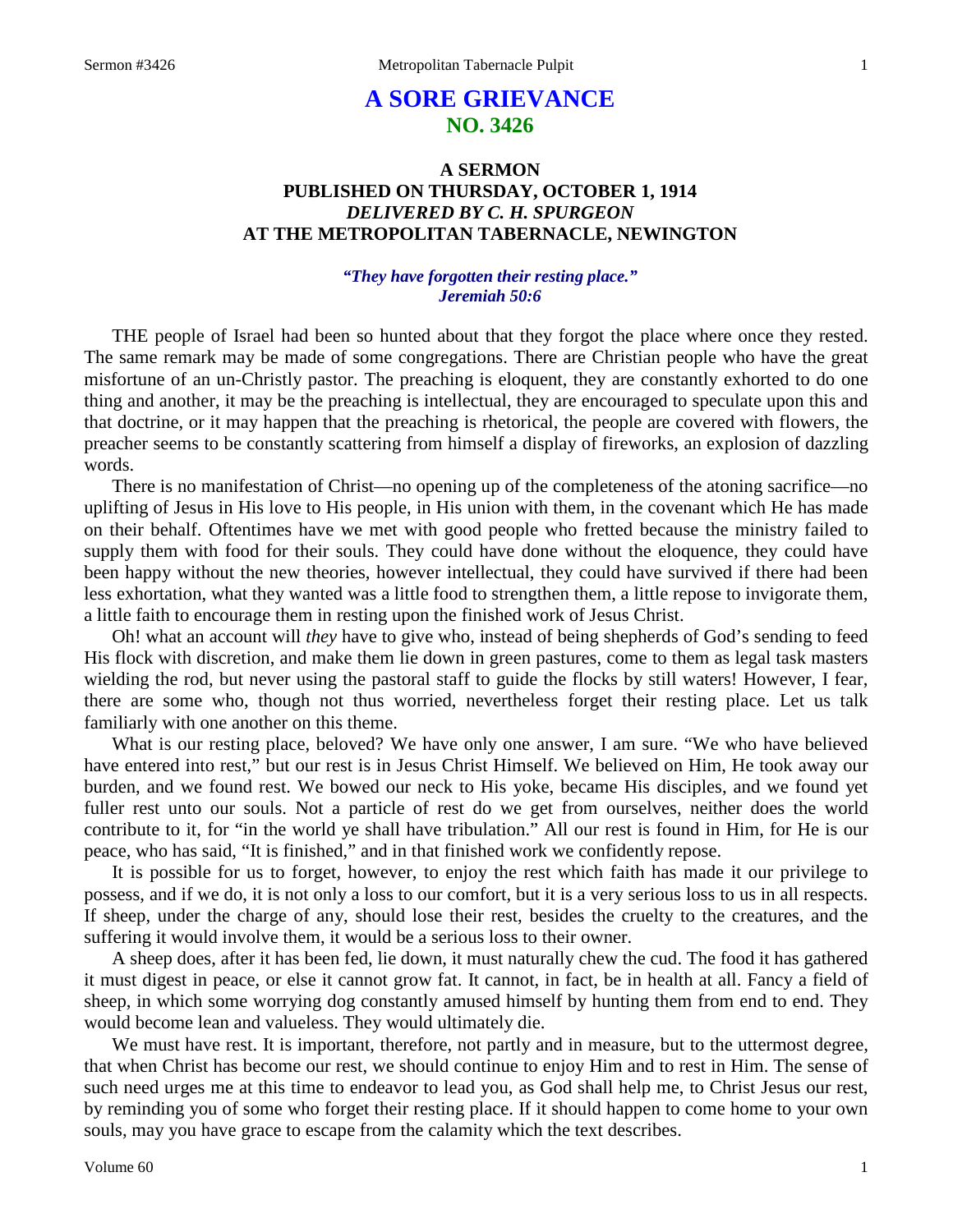# A SORE GRIEVANCE
## NO. 3426

### A SERMON
### PUBLISHED ON THURSDAY, OCTOBER 1, 1914
### *DELIVERED BY C. H. SPURGEON*
### AT THE METROPOLITAN TABERNACLE, NEWINGTON

***"They have forgotten their resting place." Jeremiah 50:6***

THE people of Israel had been so hunted about that they forgot the place where once they rested. The same remark may be made of some congregations. There are Christian people who have the great misfortune of an un-Christly pastor. The preaching is eloquent, they are constantly exhorted to do one thing and another, it may be the preaching is intellectual, they are encouraged to speculate upon this and that doctrine, or it may happen that the preaching is rhetorical, the people are covered with flowers, the preacher seems to be constantly scattering from himself a display of fireworks, an explosion of dazzling words.

There is no manifestation of Christ—no opening up of the completeness of the atoning sacrifice—no uplifting of Jesus in His love to His people, in His union with them, in the covenant which He has made on their behalf. Oftentimes have we met with good people who fretted because the ministry failed to supply them with food for their souls. They could have done without the eloquence, they could have been happy without the new theories, however intellectual, they could have survived if there had been less exhortation, what they wanted was a little food to strengthen them, a little repose to invigorate them, a little faith to encourage them in resting upon the finished work of Jesus Christ.

Oh! what an account will *they* have to give who, instead of being shepherds of God's sending to feed His flock with discretion, and make them lie down in green pastures, come to them as legal task masters wielding the rod, but never using the pastoral staff to guide the flocks by still waters! However, I fear, there are some who, though not thus worried, nevertheless forget their resting place. Let us talk familiarly with one another on this theme.

What is our resting place, beloved? We have only one answer, I am sure. "We who have believed have entered into rest," but our rest is in Jesus Christ Himself. We believed on Him, He took away our burden, and we found rest. We bowed our neck to His yoke, became His disciples, and we found yet fuller rest unto our souls. Not a particle of rest do we get from ourselves, neither does the world contribute to it, for "in the world ye shall have tribulation." All our rest is found in Him, for He is our peace, who has said, "It is finished," and in that finished work we confidently repose.

It is possible for us to forget, however, to enjoy the rest which faith has made it our privilege to possess, and if we do, it is not only a loss to our comfort, but it is a very serious loss to us in all respects. If sheep, under the charge of any, should lose their rest, besides the cruelty to the creatures, and the suffering it would involve them, it would be a serious loss to their owner.

A sheep does, after it has been fed, lie down, it must naturally chew the cud. The food it has gathered it must digest in peace, or else it cannot grow fat. It cannot, in fact, be in health at all. Fancy a field of sheep, in which some worrying dog constantly amused himself by hunting them from end to end. They would become lean and valueless. They would ultimately die.

We must have rest. It is important, therefore, not partly and in measure, but to the uttermost degree, that when Christ has become our rest, we should continue to enjoy Him and to rest in Him. The sense of such need urges me at this time to endeavor to lead you, as God shall help me, to Christ Jesus our rest, by reminding you of some who forget their resting place. If it should happen to come home to your own souls, may you have grace to escape from the calamity which the text describes.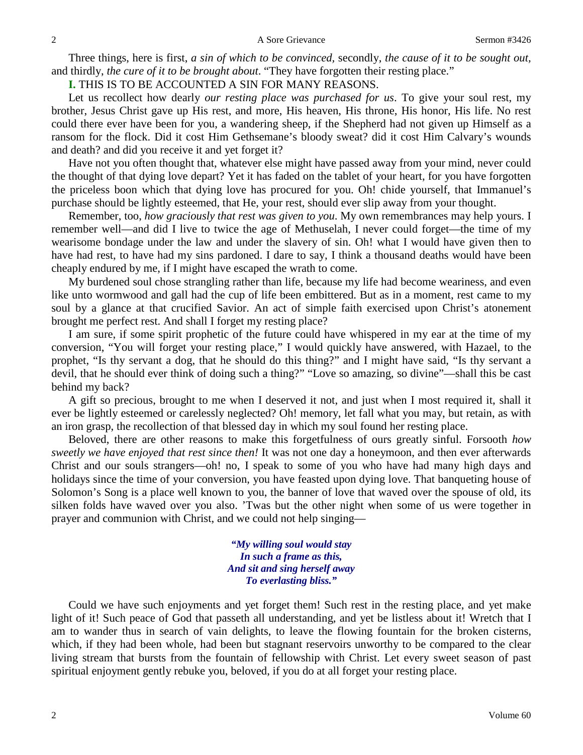Three things, here is first, *a sin of which to be convinced,* secondly, *the cause of it to be sought out,* and thirdly, *the cure of it to be brought about*. "They have forgotten their resting place."

**I.** THIS IS TO BE ACCOUNTED A SIN FOR MANY REASONS.

Let us recollect how dearly *our resting place was purchased for us*. To give your soul rest, my brother, Jesus Christ gave up His rest, and more, His heaven, His throne, His honor, His life. No rest could there ever have been for you, a wandering sheep, if the Shepherd had not given up Himself as a ransom for the flock. Did it cost Him Gethsemane's bloody sweat? did it cost Him Calvary's wounds and death? and did you receive it and yet forget it?

Have not you often thought that, whatever else might have passed away from your mind, never could the thought of that dying love depart? Yet it has faded on the tablet of your heart, for you have forgotten the priceless boon which that dying love has procured for you. Oh! chide yourself, that Immanuel's purchase should be lightly esteemed, that He, your rest, should ever slip away from your thought.

Remember, too, *how graciously that rest was given to you*. My own remembrances may help yours. I remember well—and did I live to twice the age of Methuselah, I never could forget—the time of my wearisome bondage under the law and under the slavery of sin. Oh! what I would have given then to have had rest, to have had my sins pardoned. I dare to say, I think a thousand deaths would have been cheaply endured by me, if I might have escaped the wrath to come.

My burdened soul chose strangling rather than life, because my life had become weariness, and even like unto wormwood and gall had the cup of life been embittered. But as in a moment, rest came to my soul by a glance at that crucified Savior. An act of simple faith exercised upon Christ's atonement brought me perfect rest. And shall I forget my resting place?

I am sure, if some spirit prophetic of the future could have whispered in my ear at the time of my conversion, "You will forget your resting place," I would quickly have answered, with Hazael, to the prophet, "Is thy servant a dog, that he should do this thing?" and I might have said, "Is thy servant a devil, that he should ever think of doing such a thing?" "Love so amazing, so divine"—shall this be cast behind my back?

A gift so precious, brought to me when I deserved it not, and just when I most required it, shall it ever be lightly esteemed or carelessly neglected? Oh! memory, let fall what you may, but retain, as with an iron grasp, the recollection of that blessed day in which my soul found her resting place.

Beloved, there are other reasons to make this forgetfulness of ours greatly sinful. Forsooth *how sweetly we have enjoyed that rest since then!* It was not one day a honeymoon, and then ever afterwards Christ and our souls strangers—oh! no, I speak to some of you who have had many high days and holidays since the time of your conversion, you have feasted upon dying love. That banqueting house of Solomon's Song is a place well known to you, the banner of love that waved over the spouse of old, its silken folds have waved over you also. 'Twas but the other night when some of us were together in prayer and communion with Christ, and we could not help singing—

> *"My willing soul would stay*
> *In such a frame as this,*
> *And sit and sing herself away*
> *To everlasting bliss."*

Could we have such enjoyments and yet forget them! Such rest in the resting place, and yet make light of it! Such peace of God that passeth all understanding, and yet be listless about it! Wretch that I am to wander thus in search of vain delights, to leave the flowing fountain for the broken cisterns, which, if they had been whole, had been but stagnant reservoirs unworthy to be compared to the clear living stream that bursts from the fountain of fellowship with Christ. Let every sweet season of past spiritual enjoyment gently rebuke you, beloved, if you do at all forget your resting place.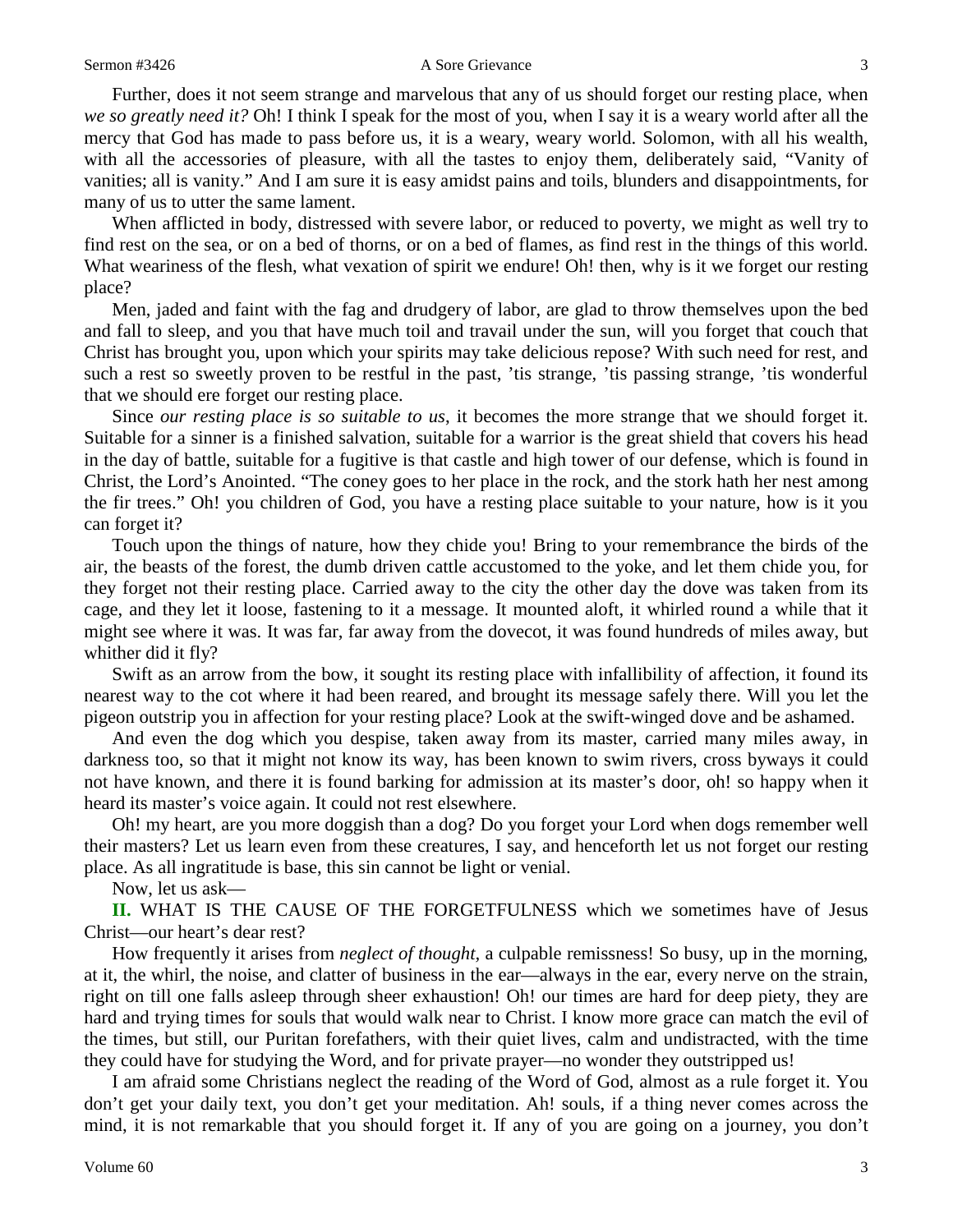Further, does it not seem strange and marvelous that any of us should forget our resting place, when *we so greatly need it?* Oh! I think I speak for the most of you, when I say it is a weary world after all the mercy that God has made to pass before us, it is a weary, weary world. Solomon, with all his wealth, with all the accessories of pleasure, with all the tastes to enjoy them, deliberately said, "Vanity of vanities; all is vanity." And I am sure it is easy amidst pains and toils, blunders and disappointments, for many of us to utter the same lament.

When afflicted in body, distressed with severe labor, or reduced to poverty, we might as well try to find rest on the sea, or on a bed of thorns, or on a bed of flames, as find rest in the things of this world. What weariness of the flesh, what vexation of spirit we endure! Oh! then, why is it we forget our resting place?

Men, jaded and faint with the fag and drudgery of labor, are glad to throw themselves upon the bed and fall to sleep, and you that have much toil and travail under the sun, will you forget that couch that Christ has brought you, upon which your spirits may take delicious repose? With such need for rest, and such a rest so sweetly proven to be restful in the past, 'tis strange, 'tis passing strange, 'tis wonderful that we should ere forget our resting place.

Since *our resting place is so suitable to us*, it becomes the more strange that we should forget it. Suitable for a sinner is a finished salvation, suitable for a warrior is the great shield that covers his head in the day of battle, suitable for a fugitive is that castle and high tower of our defense, which is found in Christ, the Lord's Anointed. "The coney goes to her place in the rock, and the stork hath her nest among the fir trees." Oh! you children of God, you have a resting place suitable to your nature, how is it you can forget it?

Touch upon the things of nature, how they chide you! Bring to your remembrance the birds of the air, the beasts of the forest, the dumb driven cattle accustomed to the yoke, and let them chide you, for they forget not their resting place. Carried away to the city the other day the dove was taken from its cage, and they let it loose, fastening to it a message. It mounted aloft, it whirled round a while that it might see where it was. It was far, far away from the dovecot, it was found hundreds of miles away, but whither did it fly?

Swift as an arrow from the bow, it sought its resting place with infallibility of affection, it found its nearest way to the cot where it had been reared, and brought its message safely there. Will you let the pigeon outstrip you in affection for your resting place? Look at the swift-winged dove and be ashamed.

And even the dog which you despise, taken away from its master, carried many miles away, in darkness too, so that it might not know its way, has been known to swim rivers, cross byways it could not have known, and there it is found barking for admission at its master's door, oh! so happy when it heard its master's voice again. It could not rest elsewhere.

Oh! my heart, are you more doggish than a dog? Do you forget your Lord when dogs remember well their masters? Let us learn even from these creatures, I say, and henceforth let us not forget our resting place. As all ingratitude is base, this sin cannot be light or venial.

Now, let us ask—

**II.** WHAT IS THE CAUSE OF THE FORGETFULNESS which we sometimes have of Jesus Christ—our heart's dear rest?

How frequently it arises from *neglect of thought,* a culpable remissness! So busy, up in the morning, at it, the whirl, the noise, and clatter of business in the ear—always in the ear, every nerve on the strain, right on till one falls asleep through sheer exhaustion! Oh! our times are hard for deep piety, they are hard and trying times for souls that would walk near to Christ. I know more grace can match the evil of the times, but still, our Puritan forefathers, with their quiet lives, calm and undistracted, with the time they could have for studying the Word, and for private prayer—no wonder they outstripped us!

I am afraid some Christians neglect the reading of the Word of God, almost as a rule forget it. You don't get your daily text, you don't get your meditation. Ah! souls, if a thing never comes across the mind, it is not remarkable that you should forget it. If any of you are going on a journey, you don't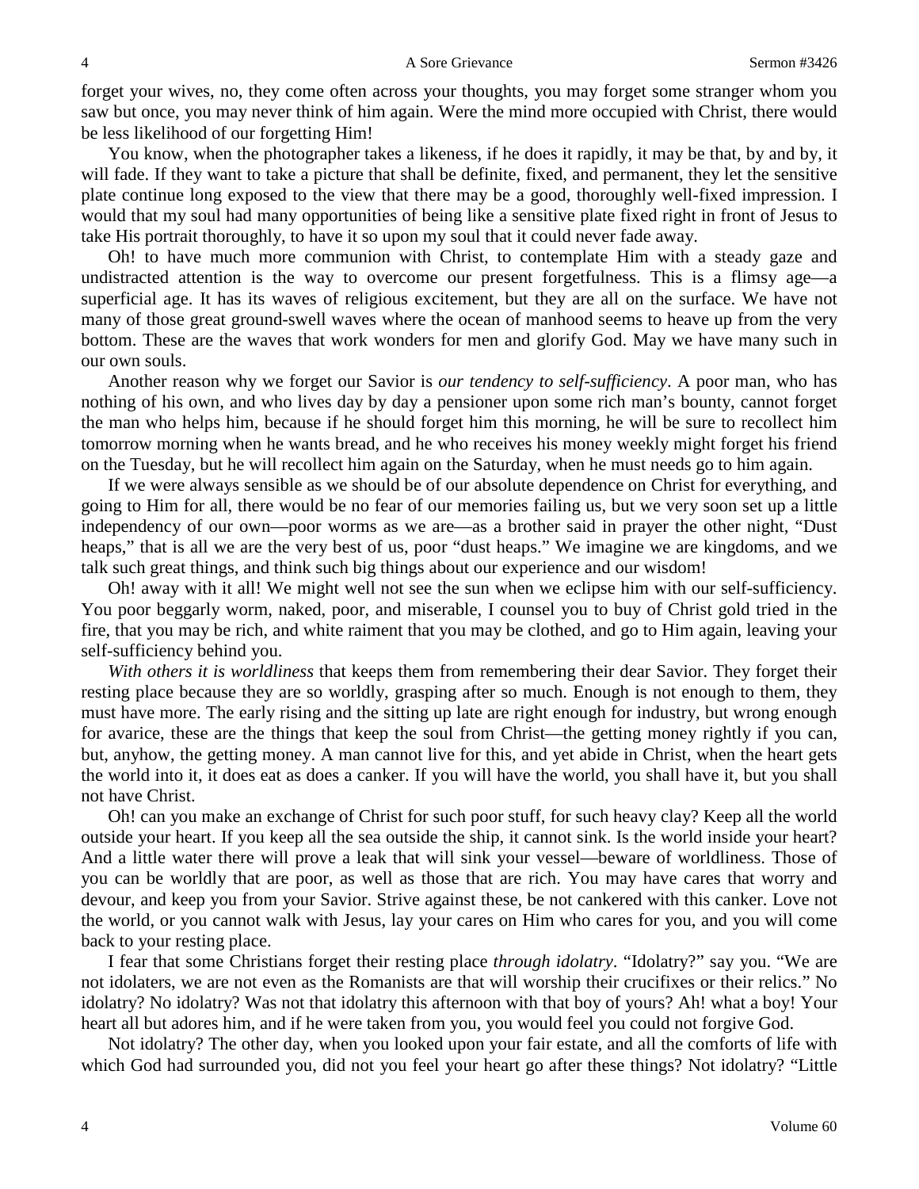forget your wives, no, they come often across your thoughts, you may forget some stranger whom you saw but once, you may never think of him again. Were the mind more occupied with Christ, there would be less likelihood of our forgetting Him!

You know, when the photographer takes a likeness, if he does it rapidly, it may be that, by and by, it will fade. If they want to take a picture that shall be definite, fixed, and permanent, they let the sensitive plate continue long exposed to the view that there may be a good, thoroughly well-fixed impression. I would that my soul had many opportunities of being like a sensitive plate fixed right in front of Jesus to take His portrait thoroughly, to have it so upon my soul that it could never fade away.

Oh! to have much more communion with Christ, to contemplate Him with a steady gaze and undistracted attention is the way to overcome our present forgetfulness. This is a flimsy age—a superficial age. It has its waves of religious excitement, but they are all on the surface. We have not many of those great ground-swell waves where the ocean of manhood seems to heave up from the very bottom. These are the waves that work wonders for men and glorify God. May we have many such in our own souls.

Another reason why we forget our Savior is *our tendency to self-sufficiency*. A poor man, who has nothing of his own, and who lives day by day a pensioner upon some rich man's bounty, cannot forget the man who helps him, because if he should forget him this morning, he will be sure to recollect him tomorrow morning when he wants bread, and he who receives his money weekly might forget his friend on the Tuesday, but he will recollect him again on the Saturday, when he must needs go to him again.

If we were always sensible as we should be of our absolute dependence on Christ for everything, and going to Him for all, there would be no fear of our memories failing us, but we very soon set up a little independency of our own—poor worms as we are—as a brother said in prayer the other night, "Dust heaps," that is all we are the very best of us, poor "dust heaps." We imagine we are kingdoms, and we talk such great things, and think such big things about our experience and our wisdom!

Oh! away with it all! We might well not see the sun when we eclipse him with our self-sufficiency. You poor beggarly worm, naked, poor, and miserable, I counsel you to buy of Christ gold tried in the fire, that you may be rich, and white raiment that you may be clothed, and go to Him again, leaving your self-sufficiency behind you.

*With others it is worldliness* that keeps them from remembering their dear Savior. They forget their resting place because they are so worldly, grasping after so much. Enough is not enough to them, they must have more. The early rising and the sitting up late are right enough for industry, but wrong enough for avarice, these are the things that keep the soul from Christ—the getting money rightly if you can, but, anyhow, the getting money. A man cannot live for this, and yet abide in Christ, when the heart gets the world into it, it does eat as does a canker. If you will have the world, you shall have it, but you shall not have Christ.

Oh! can you make an exchange of Christ for such poor stuff, for such heavy clay? Keep all the world outside your heart. If you keep all the sea outside the ship, it cannot sink. Is the world inside your heart? And a little water there will prove a leak that will sink your vessel—beware of worldliness. Those of you can be worldly that are poor, as well as those that are rich. You may have cares that worry and devour, and keep you from your Savior. Strive against these, be not cankered with this canker. Love not the world, or you cannot walk with Jesus, lay your cares on Him who cares for you, and you will come back to your resting place.

I fear that some Christians forget their resting place *through idolatry*. "Idolatry?" say you. "We are not idolaters, we are not even as the Romanists are that will worship their crucifixes or their relics." No idolatry? No idolatry? Was not that idolatry this afternoon with that boy of yours? Ah! what a boy! Your heart all but adores him, and if he were taken from you, you would feel you could not forgive God.

Not idolatry? The other day, when you looked upon your fair estate, and all the comforts of life with which God had surrounded you, did not you feel your heart go after these things? Not idolatry? "Little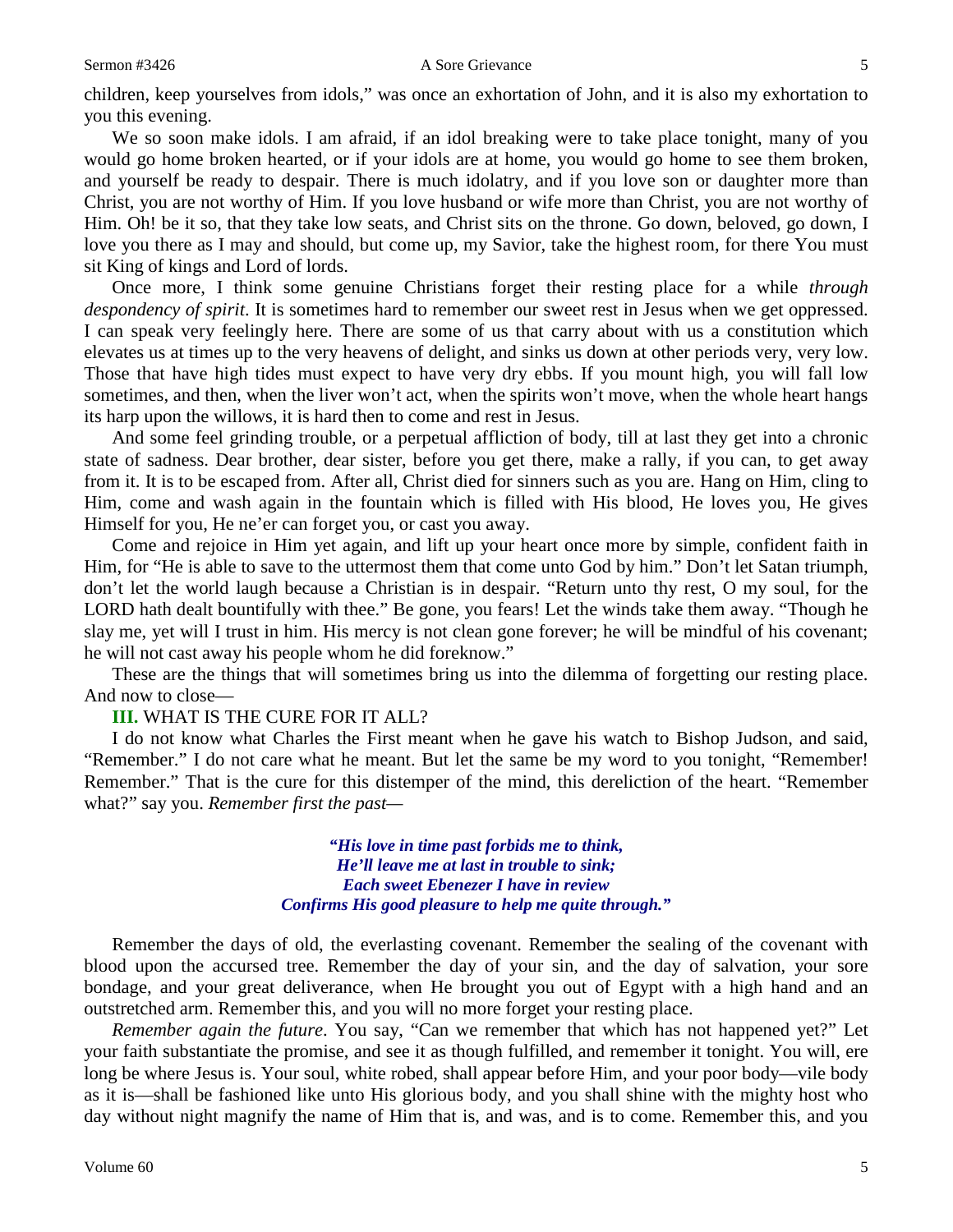children, keep yourselves from idols," was once an exhortation of John, and it is also my exhortation to you this evening.

We so soon make idols. I am afraid, if an idol breaking were to take place tonight, many of you would go home broken hearted, or if your idols are at home, you would go home to see them broken, and yourself be ready to despair. There is much idolatry, and if you love son or daughter more than Christ, you are not worthy of Him. If you love husband or wife more than Christ, you are not worthy of Him. Oh! be it so, that they take low seats, and Christ sits on the throne. Go down, beloved, go down, I love you there as I may and should, but come up, my Savior, take the highest room, for there You must sit King of kings and Lord of lords.

Once more, I think some genuine Christians forget their resting place for a while *through despondency of spirit*. It is sometimes hard to remember our sweet rest in Jesus when we get oppressed. I can speak very feelingly here. There are some of us that carry about with us a constitution which elevates us at times up to the very heavens of delight, and sinks us down at other periods very, very low. Those that have high tides must expect to have very dry ebbs. If you mount high, you will fall low sometimes, and then, when the liver won't act, when the spirits won't move, when the whole heart hangs its harp upon the willows, it is hard then to come and rest in Jesus.

And some feel grinding trouble, or a perpetual affliction of body, till at last they get into a chronic state of sadness. Dear brother, dear sister, before you get there, make a rally, if you can, to get away from it. It is to be escaped from. After all, Christ died for sinners such as you are. Hang on Him, cling to Him, come and wash again in the fountain which is filled with His blood, He loves you, He gives Himself for you, He ne'er can forget you, or cast you away.

Come and rejoice in Him yet again, and lift up your heart once more by simple, confident faith in Him, for "He is able to save to the uttermost them that come unto God by him." Don't let Satan triumph, don't let the world laugh because a Christian is in despair. "Return unto thy rest, O my soul, for the LORD hath dealt bountifully with thee." Be gone, you fears! Let the winds take them away. "Though he slay me, yet will I trust in him. His mercy is not clean gone forever; he will be mindful of his covenant; he will not cast away his people whom he did foreknow."

These are the things that will sometimes bring us into the dilemma of forgetting our resting place. And now to close—

**III.** WHAT IS THE CURE FOR IT ALL?

I do not know what Charles the First meant when he gave his watch to Bishop Judson, and said, "Remember." I do not care what he meant. But let the same be my word to you tonight, "Remember! Remember." That is the cure for this distemper of the mind, this dereliction of the heart. "Remember what?" say you. *Remember first the past*—

> ***"His love in time past forbids me to think,***
> ***He'll leave me at last in trouble to sink;***
> ***Each sweet Ebenezer I have in review***
> ***Confirms His good pleasure to help me quite through."***

Remember the days of old, the everlasting covenant. Remember the sealing of the covenant with blood upon the accursed tree. Remember the day of your sin, and the day of salvation, your sore bondage, and your great deliverance, when He brought you out of Egypt with a high hand and an outstretched arm. Remember this, and you will no more forget your resting place.

*Remember again the future*. You say, "Can we remember that which has not happened yet?" Let your faith substantiate the promise, and see it as though fulfilled, and remember it tonight. You will, ere long be where Jesus is. Your soul, white robed, shall appear before Him, and your poor body—vile body as it is—shall be fashioned like unto His glorious body, and you shall shine with the mighty host who day without night magnify the name of Him that is, and was, and is to come. Remember this, and you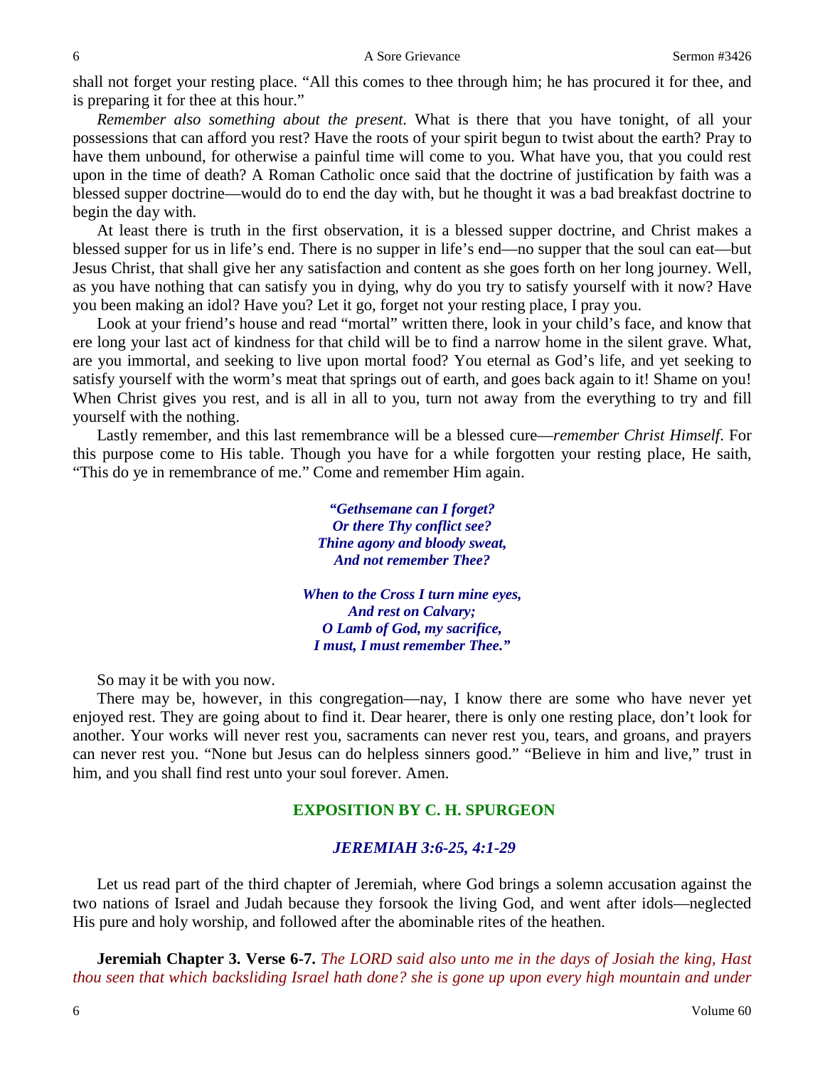shall not forget your resting place. "All this comes to thee through him; he has procured it for thee, and is preparing it for thee at this hour."

*Remember also something about the present.* What is there that you have tonight, of all your possessions that can afford you rest? Have the roots of your spirit begun to twist about the earth? Pray to have them unbound, for otherwise a painful time will come to you. What have you, that you could rest upon in the time of death? A Roman Catholic once said that the doctrine of justification by faith was a blessed supper doctrine—would do to end the day with, but he thought it was a bad breakfast doctrine to begin the day with.

At least there is truth in the first observation, it is a blessed supper doctrine, and Christ makes a blessed supper for us in life's end. There is no supper in life's end—no supper that the soul can eat—but Jesus Christ, that shall give her any satisfaction and content as she goes forth on her long journey. Well, as you have nothing that can satisfy you in dying, why do you try to satisfy yourself with it now? Have you been making an idol? Have you? Let it go, forget not your resting place, I pray you.

Look at your friend's house and read "mortal" written there, look in your child's face, and know that ere long your last act of kindness for that child will be to find a narrow home in the silent grave. What, are you immortal, and seeking to live upon mortal food? You eternal as God's life, and yet seeking to satisfy yourself with the worm's meat that springs out of earth, and goes back again to it! Shame on you! When Christ gives you rest, and is all in all to you, turn not away from the everything to try and fill yourself with the nothing.

Lastly remember, and this last remembrance will be a blessed cure—*remember Christ Himself*. For this purpose come to His table. Though you have for a while forgotten your resting place, He saith, "This do ye in remembrance of me." Come and remember Him again.

> ***"Gethsemane can I forget?***
> ***Or there Thy conflict see?***
> ***Thine agony and bloody sweat,***
> ***And not remember Thee?***
>
> ***When to the Cross I turn mine eyes,***
> ***And rest on Calvary;***
> ***O Lamb of God, my sacrifice,***
> ***I must, I must remember Thee."***

So may it be with you now.

There may be, however, in this congregation—nay, I know there are some who have never yet enjoyed rest. They are going about to find it. Dear hearer, there is only one resting place, don't look for another. Your works will never rest you, sacraments can never rest you, tears, and groans, and prayers can never rest you. "None but Jesus can do helpless sinners good." "Believe in him and live," trust in him, and you shall find rest unto your soul forever. Amen.

## EXPOSITION BY C. H. SPURGEON

### *JEREMIAH 3:6-25, 4:1-29*

Let us read part of the third chapter of Jeremiah, where God brings a solemn accusation against the two nations of Israel and Judah because they forsook the living God, and went after idols—neglected His pure and holy worship, and followed after the abominable rites of the heathen.

**Jeremiah Chapter 3. Verse 6-7.** *The LORD said also unto me in the days of Josiah the king, Hast thou seen that which backsliding Israel hath done? she is gone up upon every high mountain and under*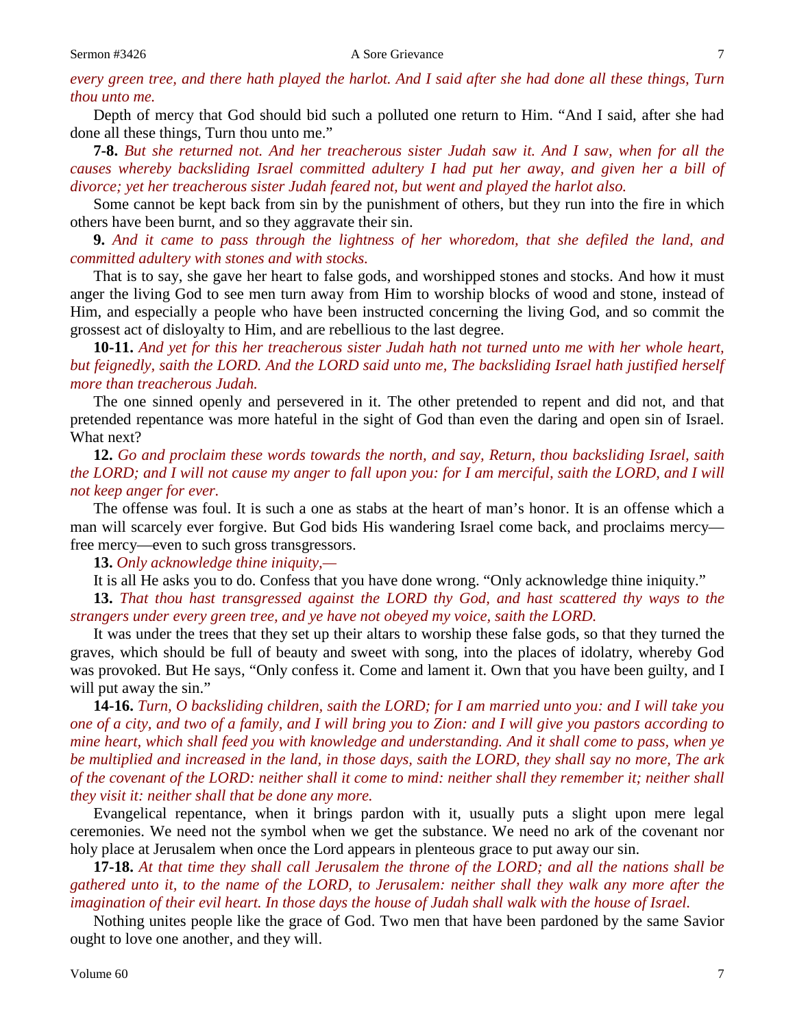*every green tree, and there hath played the harlot. And I said after she had done all these things, Turn thou unto me.*

Depth of mercy that God should bid such a polluted one return to Him. "And I said, after she had done all these things, Turn thou unto me."

**7-8.** *But she returned not. And her treacherous sister Judah saw it. And I saw, when for all the causes whereby backsliding Israel committed adultery I had put her away, and given her a bill of divorce; yet her treacherous sister Judah feared not, but went and played the harlot also.*

Some cannot be kept back from sin by the punishment of others, but they run into the fire in which others have been burnt, and so they aggravate their sin.

**9.** *And it came to pass through the lightness of her whoredom, that she defiled the land, and committed adultery with stones and with stocks.*

That is to say, she gave her heart to false gods, and worshipped stones and stocks. And how it must anger the living God to see men turn away from Him to worship blocks of wood and stone, instead of Him, and especially a people who have been instructed concerning the living God, and so commit the grossest act of disloyalty to Him, and are rebellious to the last degree.

**10-11.** *And yet for this her treacherous sister Judah hath not turned unto me with her whole heart, but feignedly, saith the LORD. And the LORD said unto me, The backsliding Israel hath justified herself more than treacherous Judah.*

The one sinned openly and persevered in it. The other pretended to repent and did not, and that pretended repentance was more hateful in the sight of God than even the daring and open sin of Israel. What next?

**12.** *Go and proclaim these words towards the north, and say, Return, thou backsliding Israel, saith the LORD; and I will not cause my anger to fall upon you: for I am merciful, saith the LORD, and I will not keep anger for ever.*

The offense was foul. It is such a one as stabs at the heart of man's honor. It is an offense which a man will scarcely ever forgive. But God bids His wandering Israel come back, and proclaims mercy—free mercy—even to such gross transgressors.

**13.** *Only acknowledge thine iniquity,—*

It is all He asks you to do. Confess that you have done wrong. "Only acknowledge thine iniquity."

**13.** *That thou hast transgressed against the LORD thy God, and hast scattered thy ways to the strangers under every green tree, and ye have not obeyed my voice, saith the LORD.*

It was under the trees that they set up their altars to worship these false gods, so that they turned the graves, which should be full of beauty and sweet with song, into the places of idolatry, whereby God was provoked. But He says, "Only confess it. Come and lament it. Own that you have been guilty, and I will put away the sin."

**14-16.** *Turn, O backsliding children, saith the LORD; for I am married unto you: and I will take you one of a city, and two of a family, and I will bring you to Zion: and I will give you pastors according to mine heart, which shall feed you with knowledge and understanding. And it shall come to pass, when ye be multiplied and increased in the land, in those days, saith the LORD, they shall say no more, The ark of the covenant of the LORD: neither shall it come to mind: neither shall they remember it; neither shall they visit it: neither shall that be done any more.*

Evangelical repentance, when it brings pardon with it, usually puts a slight upon mere legal ceremonies. We need not the symbol when we get the substance. We need no ark of the covenant nor holy place at Jerusalem when once the Lord appears in plenteous grace to put away our sin.

**17-18.** *At that time they shall call Jerusalem the throne of the LORD; and all the nations shall be gathered unto it, to the name of the LORD, to Jerusalem: neither shall they walk any more after the imagination of their evil heart. In those days the house of Judah shall walk with the house of Israel.*

Nothing unites people like the grace of God. Two men that have been pardoned by the same Savior ought to love one another, and they will.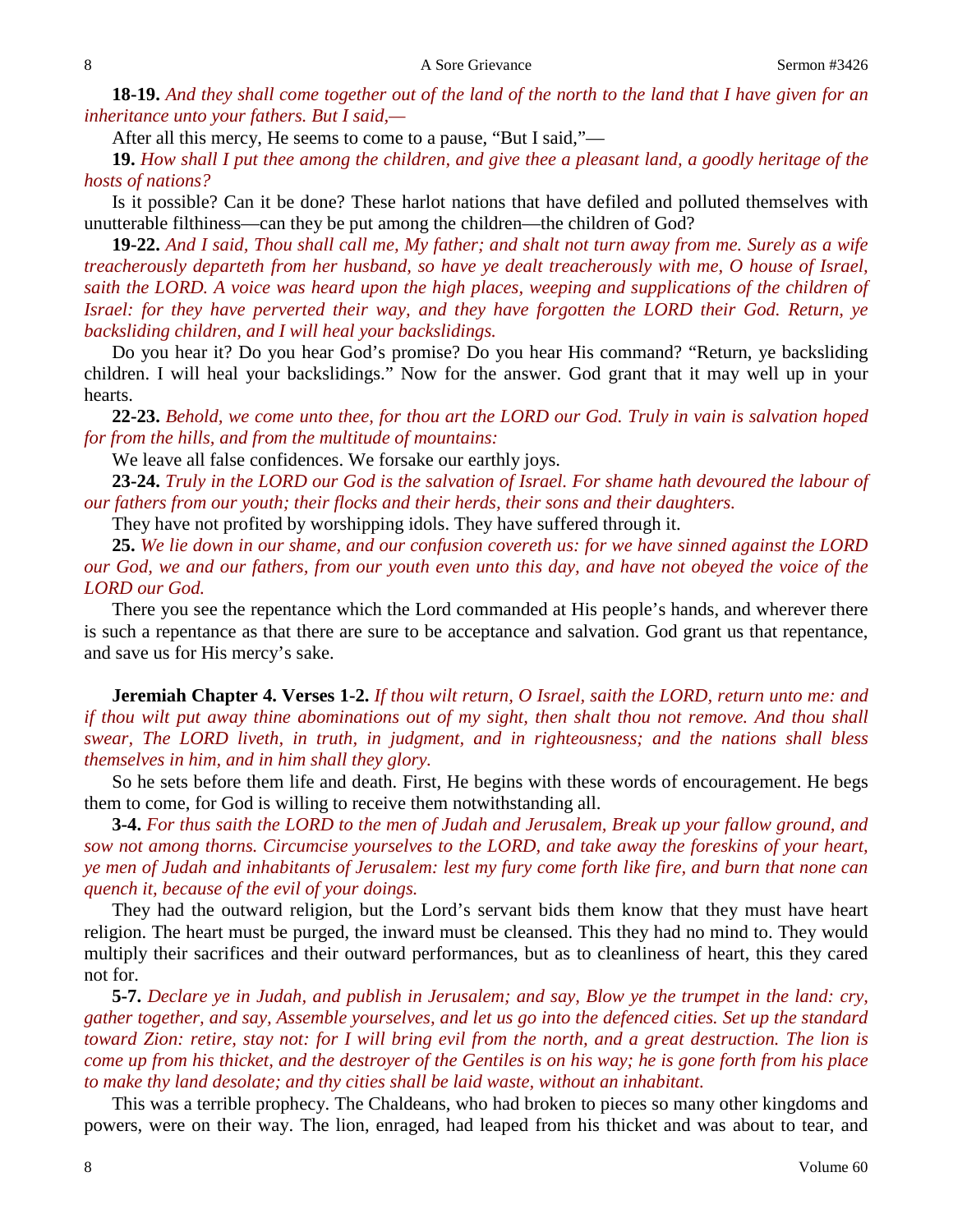**18-19.** *And they shall come together out of the land of the north to the land that I have given for an inheritance unto your fathers. But I said,—*

After all this mercy, He seems to come to a pause, "But I said,"—

**19.** *How shall I put thee among the children, and give thee a pleasant land, a goodly heritage of the hosts of nations?*

Is it possible? Can it be done? These harlot nations that have defiled and polluted themselves with unutterable filthiness—can they be put among the children—the children of God?

**19-22.** *And I said, Thou shall call me, My father; and shalt not turn away from me. Surely as a wife treacherously departeth from her husband, so have ye dealt treacherously with me, O house of Israel, saith the LORD. A voice was heard upon the high places, weeping and supplications of the children of Israel: for they have perverted their way, and they have forgotten the LORD their God. Return, ye backsliding children, and I will heal your backslidings.*

Do you hear it? Do you hear God's promise? Do you hear His command? "Return, ye backsliding children. I will heal your backslidings." Now for the answer. God grant that it may well up in your hearts.

**22-23.** *Behold, we come unto thee, for thou art the LORD our God. Truly in vain is salvation hoped for from the hills, and from the multitude of mountains:*

We leave all false confidences. We forsake our earthly joys.

**23-24.** *Truly in the LORD our God is the salvation of Israel. For shame hath devoured the labour of our fathers from our youth; their flocks and their herds, their sons and their daughters.*

They have not profited by worshipping idols. They have suffered through it.

**25.** *We lie down in our shame, and our confusion covereth us: for we have sinned against the LORD our God, we and our fathers, from our youth even unto this day, and have not obeyed the voice of the LORD our God.*

There you see the repentance which the Lord commanded at His people's hands, and wherever there is such a repentance as that there are sure to be acceptance and salvation. God grant us that repentance, and save us for His mercy's sake.

**Jeremiah Chapter 4. Verses 1-2.** *If thou wilt return, O Israel, saith the LORD, return unto me: and if thou wilt put away thine abominations out of my sight, then shalt thou not remove. And thou shall swear, The LORD liveth, in truth, in judgment, and in righteousness; and the nations shall bless themselves in him, and in him shall they glory.*

So he sets before them life and death. First, He begins with these words of encouragement. He begs them to come, for God is willing to receive them notwithstanding all.

**3-4.** *For thus saith the LORD to the men of Judah and Jerusalem, Break up your fallow ground, and sow not among thorns. Circumcise yourselves to the LORD, and take away the foreskins of your heart, ye men of Judah and inhabitants of Jerusalem: lest my fury come forth like fire, and burn that none can quench it, because of the evil of your doings.*

They had the outward religion, but the Lord's servant bids them know that they must have heart religion. The heart must be purged, the inward must be cleansed. This they had no mind to. They would multiply their sacrifices and their outward performances, but as to cleanliness of heart, this they cared not for.

**5-7.** *Declare ye in Judah, and publish in Jerusalem; and say, Blow ye the trumpet in the land: cry, gather together, and say, Assemble yourselves, and let us go into the defenced cities. Set up the standard toward Zion: retire, stay not: for I will bring evil from the north, and a great destruction. The lion is come up from his thicket, and the destroyer of the Gentiles is on his way; he is gone forth from his place to make thy land desolate; and thy cities shall be laid waste, without an inhabitant.*

This was a terrible prophecy. The Chaldeans, who had broken to pieces so many other kingdoms and powers, were on their way. The lion, enraged, had leaped from his thicket and was about to tear, and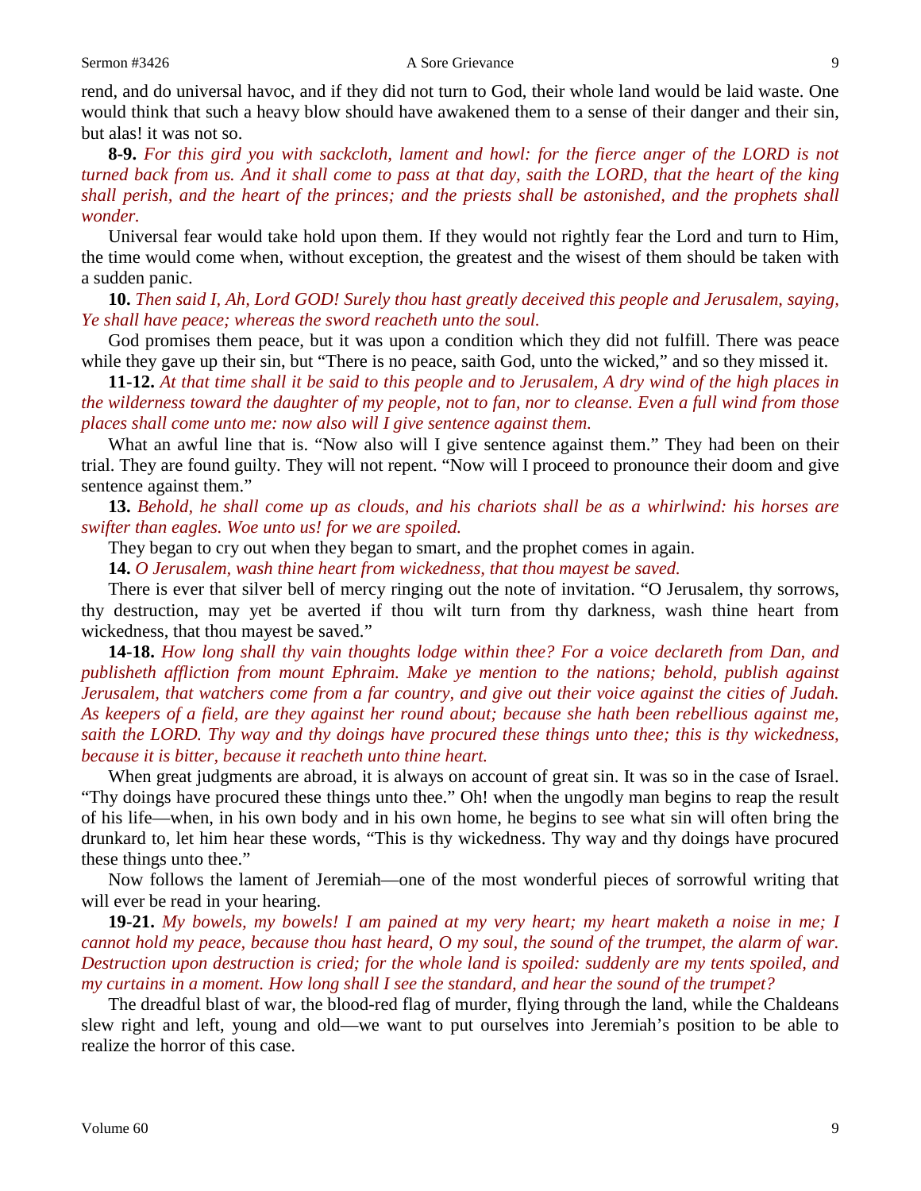rend, and do universal havoc, and if they did not turn to God, their whole land would be laid waste. One would think that such a heavy blow should have awakened them to a sense of their danger and their sin, but alas! it was not so.

**8-9.** *For this gird you with sackcloth, lament and howl: for the fierce anger of the LORD is not turned back from us. And it shall come to pass at that day, saith the LORD, that the heart of the king shall perish, and the heart of the princes; and the priests shall be astonished, and the prophets shall wonder.*

Universal fear would take hold upon them. If they would not rightly fear the Lord and turn to Him, the time would come when, without exception, the greatest and the wisest of them should be taken with a sudden panic.

**10.** *Then said I, Ah, Lord GOD! Surely thou hast greatly deceived this people and Jerusalem, saying, Ye shall have peace; whereas the sword reacheth unto the soul.*

God promises them peace, but it was upon a condition which they did not fulfill. There was peace while they gave up their sin, but "There is no peace, saith God, unto the wicked," and so they missed it.

**11-12.** *At that time shall it be said to this people and to Jerusalem, A dry wind of the high places in the wilderness toward the daughter of my people, not to fan, nor to cleanse. Even a full wind from those places shall come unto me: now also will I give sentence against them.*

What an awful line that is. "Now also will I give sentence against them." They had been on their trial. They are found guilty. They will not repent. "Now will I proceed to pronounce their doom and give sentence against them."

**13.** *Behold, he shall come up as clouds, and his chariots shall be as a whirlwind: his horses are swifter than eagles. Woe unto us! for we are spoiled.*

They began to cry out when they began to smart, and the prophet comes in again.

**14.** *O Jerusalem, wash thine heart from wickedness, that thou mayest be saved.*

There is ever that silver bell of mercy ringing out the note of invitation. "O Jerusalem, thy sorrows, thy destruction, may yet be averted if thou wilt turn from thy darkness, wash thine heart from wickedness, that thou mayest be saved."

**14-18.** *How long shall thy vain thoughts lodge within thee? For a voice declareth from Dan, and publisheth affliction from mount Ephraim. Make ye mention to the nations; behold, publish against Jerusalem, that watchers come from a far country, and give out their voice against the cities of Judah. As keepers of a field, are they against her round about; because she hath been rebellious against me, saith the LORD. Thy way and thy doings have procured these things unto thee; this is thy wickedness, because it is bitter, because it reacheth unto thine heart.*

When great judgments are abroad, it is always on account of great sin. It was so in the case of Israel. "Thy doings have procured these things unto thee." Oh! when the ungodly man begins to reap the result of his life—when, in his own body and in his own home, he begins to see what sin will often bring the drunkard to, let him hear these words, "This is thy wickedness. Thy way and thy doings have procured these things unto thee."

Now follows the lament of Jeremiah—one of the most wonderful pieces of sorrowful writing that will ever be read in your hearing.

**19-21.** *My bowels, my bowels! I am pained at my very heart; my heart maketh a noise in me; I cannot hold my peace, because thou hast heard, O my soul, the sound of the trumpet, the alarm of war. Destruction upon destruction is cried; for the whole land is spoiled: suddenly are my tents spoiled, and my curtains in a moment. How long shall I see the standard, and hear the sound of the trumpet?*

The dreadful blast of war, the blood-red flag of murder, flying through the land, while the Chaldeans slew right and left, young and old—we want to put ourselves into Jeremiah's position to be able to realize the horror of this case.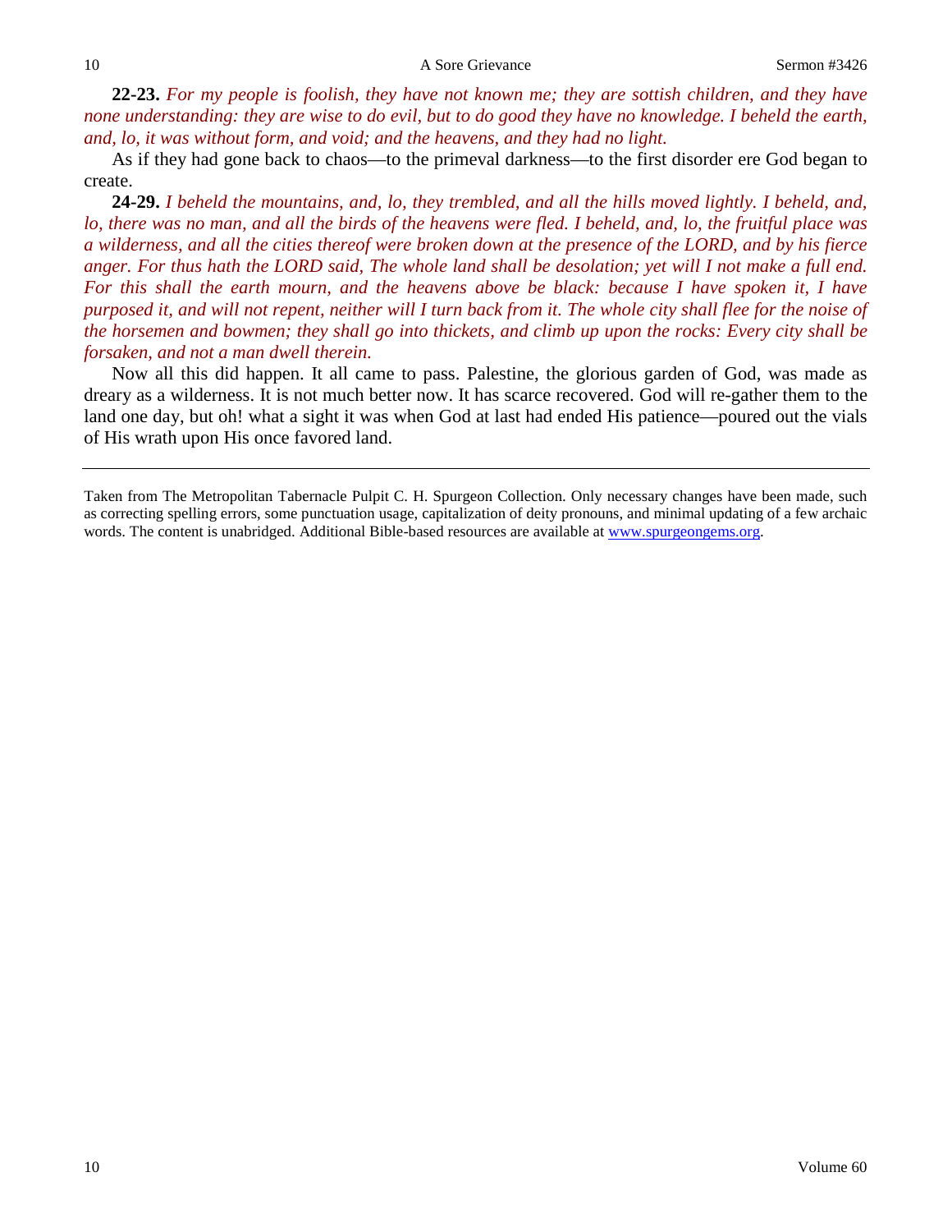**22-23.** *For my people is foolish, they have not known me; they are sottish children, and they have none understanding: they are wise to do evil, but to do good they have no knowledge. I beheld the earth, and, lo, it was without form, and void; and the heavens, and they had no light.*

As if they had gone back to chaos—to the primeval darkness—to the first disorder ere God began to create.

**24-29.** *I beheld the mountains, and, lo, they trembled, and all the hills moved lightly. I beheld, and, lo, there was no man, and all the birds of the heavens were fled. I beheld, and, lo, the fruitful place was a wilderness, and all the cities thereof were broken down at the presence of the LORD, and by his fierce anger. For thus hath the LORD said, The whole land shall be desolation; yet will I not make a full end. For this shall the earth mourn, and the heavens above be black: because I have spoken it, I have purposed it, and will not repent, neither will I turn back from it. The whole city shall flee for the noise of the horsemen and bowmen; they shall go into thickets, and climb up upon the rocks: Every city shall be forsaken, and not a man dwell therein.*

Now all this did happen. It all came to pass. Palestine, the glorious garden of God, was made as dreary as a wilderness. It is not much better now. It has scarce recovered. God will re-gather them to the land one day, but oh! what a sight it was when God at last had ended His patience—poured out the vials of His wrath upon His once favored land.

---

Taken from The Metropolitan Tabernacle Pulpit C. H. Spurgeon Collection. Only necessary changes have been made, such as correcting spelling errors, some punctuation usage, capitalization of deity pronouns, and minimal updating of a few archaic words. The content is unabridged. Additional Bible-based resources are available at www.spurgeongems.org.